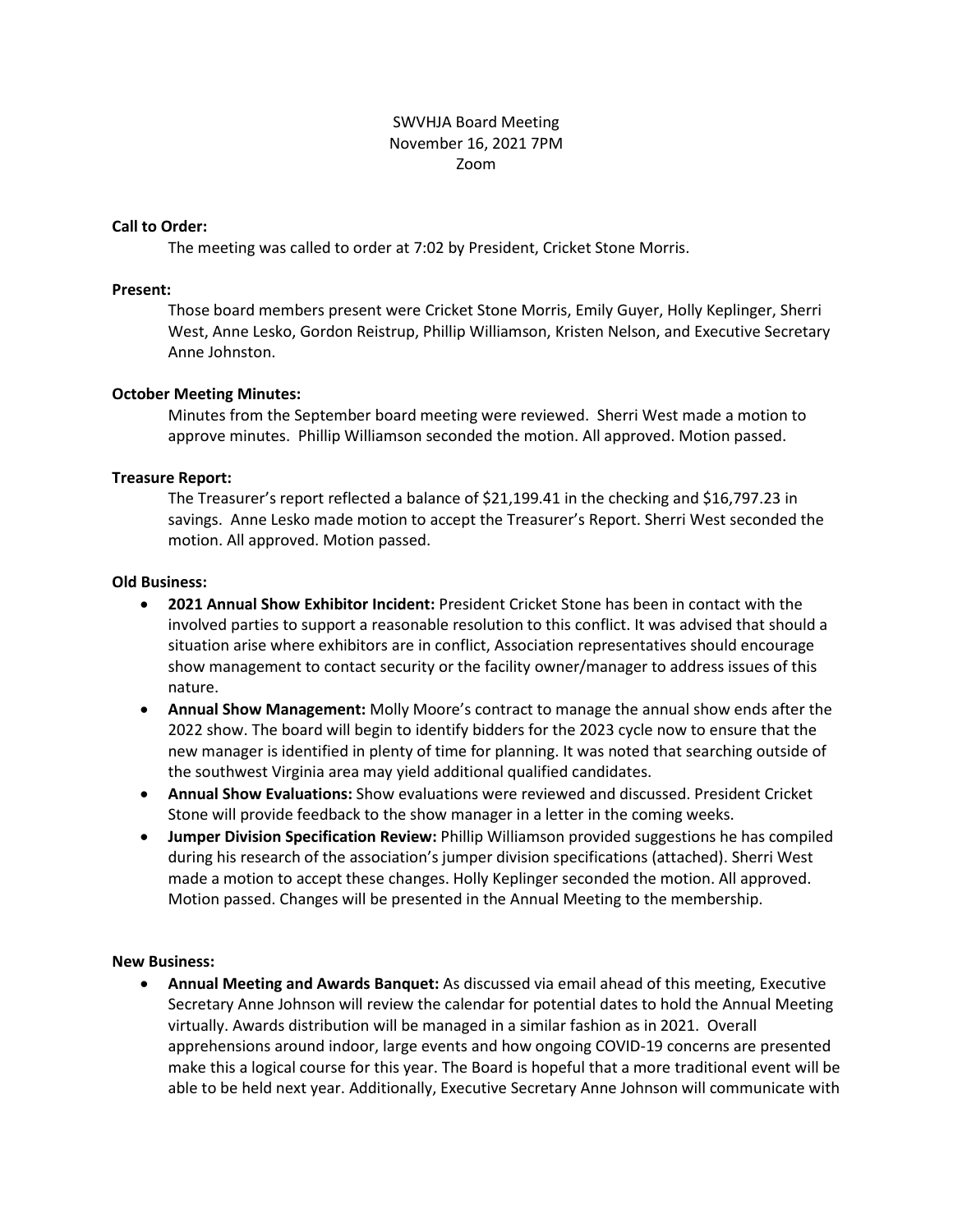SWVHJA Board Meeting
November 16, 2021 7PM
Zoom

**Call to Order:**

The meeting was called to order at 7:02 by President, Cricket Stone Morris.

**Present:**

Those board members present were Cricket Stone Morris, Emily Guyer, Holly Keplinger, Sherri West, Anne Lesko, Gordon Reistrup, Phillip Williamson, Kristen Nelson, and Executive Secretary Anne Johnston.

**October Meeting Minutes:**

Minutes from the September board meeting were reviewed. Sherri West made a motion to approve minutes. Phillip Williamson seconded the motion. All approved. Motion passed.

**Treasure Report:**

The Treasurer's report reflected a balance of $21,199.41 in the checking and $16,797.23 in savings. Anne Lesko made motion to accept the Treasurer's Report. Sherri West seconded the motion. All approved. Motion passed.

**Old Business:**

- **2021 Annual Show Exhibitor Incident:** President Cricket Stone has been in contact with the involved parties to support a reasonable resolution to this conflict. It was advised that should a situation arise where exhibitors are in conflict, Association representatives should encourage show management to contact security or the facility owner/manager to address issues of this nature.
- **Annual Show Management:** Molly Moore's contract to manage the annual show ends after the 2022 show. The board will begin to identify bidders for the 2023 cycle now to ensure that the new manager is identified in plenty of time for planning. It was noted that searching outside of the southwest Virginia area may yield additional qualified candidates.
- **Annual Show Evaluations:** Show evaluations were reviewed and discussed. President Cricket Stone will provide feedback to the show manager in a letter in the coming weeks.
- **Jumper Division Specification Review:** Phillip Williamson provided suggestions he has compiled during his research of the association's jumper division specifications (attached). Sherri West made a motion to accept these changes. Holly Keplinger seconded the motion. All approved. Motion passed. Changes will be presented in the Annual Meeting to the membership.

**New Business:**

- **Annual Meeting and Awards Banquet:** As discussed via email ahead of this meeting, Executive Secretary Anne Johnson will review the calendar for potential dates to hold the Annual Meeting virtually. Awards distribution will be managed in a similar fashion as in 2021. Overall apprehensions around indoor, large events and how ongoing COVID-19 concerns are presented make this a logical course for this year. The Board is hopeful that a more traditional event will be able to be held next year. Additionally, Executive Secretary Anne Johnson will communicate with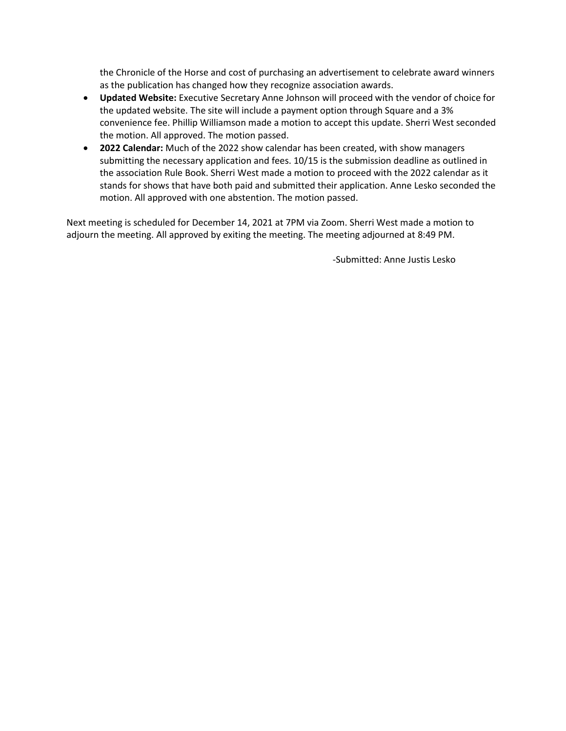the Chronicle of the Horse and cost of purchasing an advertisement to celebrate award winners as the publication has changed how they recognize association awards.

- **Updated Website:** Executive Secretary Anne Johnson will proceed with the vendor of choice for the updated website. The site will include a payment option through Square and a 3% convenience fee. Phillip Williamson made a motion to accept this update. Sherri West seconded the motion. All approved. The motion passed.
- **2022 Calendar:** Much of the 2022 show calendar has been created, with show managers submitting the necessary application and fees. 10/15 is the submission deadline as outlined in the association Rule Book. Sherri West made a motion to proceed with the 2022 calendar as it stands for shows that have both paid and submitted their application. Anne Lesko seconded the motion. All approved with one abstention. The motion passed.

Next meeting is scheduled for December 14, 2021 at 7PM via Zoom. Sherri West made a motion to adjourn the meeting. All approved by exiting the meeting. The meeting adjourned at 8:49 PM.

-Submitted: Anne Justis Lesko